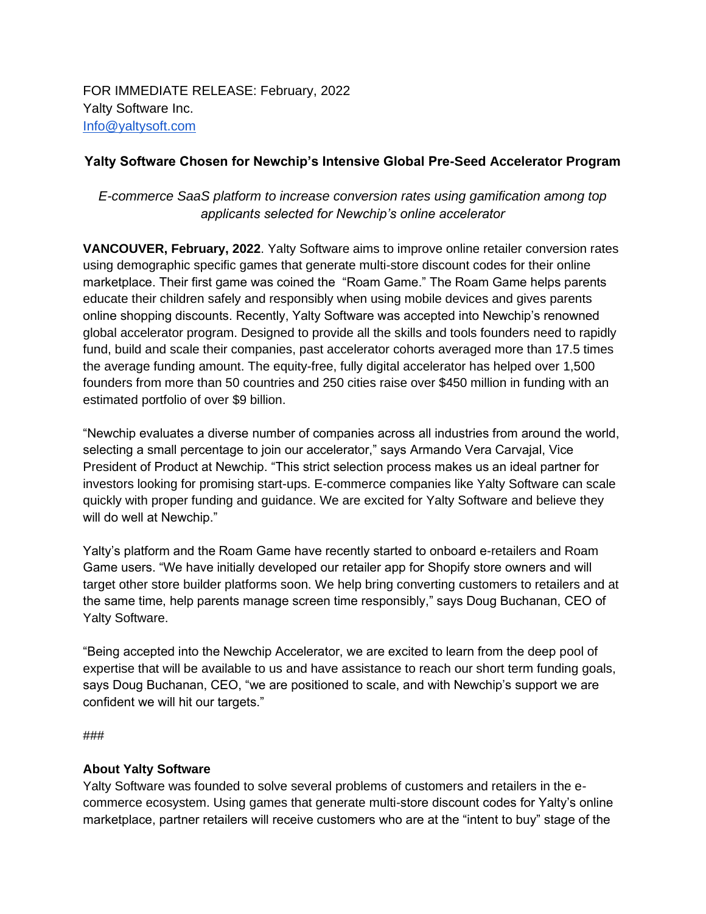FOR IMMEDIATE RELEASE: February, 2022
Yalty Software Inc.
Info@yaltysoft.com

**Yalty Software Chosen for Newchip's Intensive Global Pre-Seed Accelerator Program**

*E-commerce SaaS platform to increase conversion rates using gamification among top applicants selected for Newchip's online accelerator*

**VANCOUVER, February, 2022**. Yalty Software aims to improve online retailer conversion rates using demographic specific games that generate multi-store discount codes for their online marketplace. Their first game was coined the "Roam Game." The Roam Game helps parents educate their children safely and responsibly when using mobile devices and gives parents online shopping discounts. Recently, Yalty Software was accepted into Newchip's renowned global accelerator program. Designed to provide all the skills and tools founders need to rapidly fund, build and scale their companies, past accelerator cohorts averaged more than 17.5 times the average funding amount. The equity-free, fully digital accelerator has helped over 1,500 founders from more than 50 countries and 250 cities raise over $450 million in funding with an estimated portfolio of over $9 billion.

"Newchip evaluates a diverse number of companies across all industries from around the world, selecting a small percentage to join our accelerator," says Armando Vera Carvajal, Vice President of Product at Newchip. "This strict selection process makes us an ideal partner for investors looking for promising start-ups. E-commerce companies like Yalty Software can scale quickly with proper funding and guidance. We are excited for Yalty Software and believe they will do well at Newchip."

Yalty's platform and the Roam Game have recently started to onboard e-retailers and Roam Game users. "We have initially developed our retailer app for Shopify store owners and will target other store builder platforms soon. We help bring converting customers to retailers and at the same time, help parents manage screen time responsibly," says Doug Buchanan, CEO of Yalty Software.

"Being accepted into the Newchip Accelerator, we are excited to learn from the deep pool of expertise that will be available to us and have assistance to reach our short term funding goals, says Doug Buchanan, CEO, "we are positioned to scale, and with Newchip's support we are confident we will hit our targets."

###

**About Yalty Software**
Yalty Software was founded to solve several problems of customers and retailers in the e-commerce ecosystem. Using games that generate multi-store discount codes for Yalty's online marketplace, partner retailers will receive customers who are at the "intent to buy" stage of the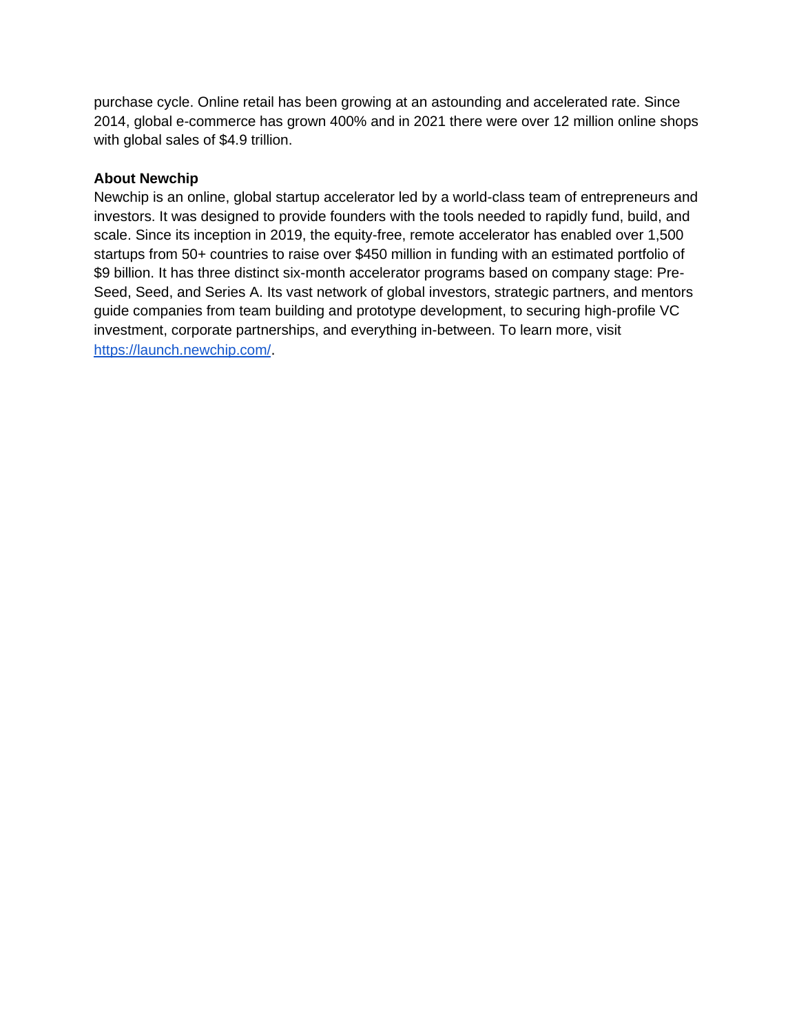purchase cycle. Online retail has been growing at an astounding and accelerated rate. Since 2014, global e-commerce has grown 400% and in 2021 there were over 12 million online shops with global sales of $4.9 trillion.

**About Newchip**

Newchip is an online, global startup accelerator led by a world-class team of entrepreneurs and investors. It was designed to provide founders with the tools needed to rapidly fund, build, and scale. Since its inception in 2019, the equity-free, remote accelerator has enabled over 1,500 startups from 50+ countries to raise over $450 million in funding with an estimated portfolio of $9 billion. It has three distinct six-month accelerator programs based on company stage: Pre-Seed, Seed, and Series A. Its vast network of global investors, strategic partners, and mentors guide companies from team building and prototype development, to securing high-profile VC investment, corporate partnerships, and everything in-between. To learn more, visit [https://launch.newchip.com/](https://launch.newchip.com/).